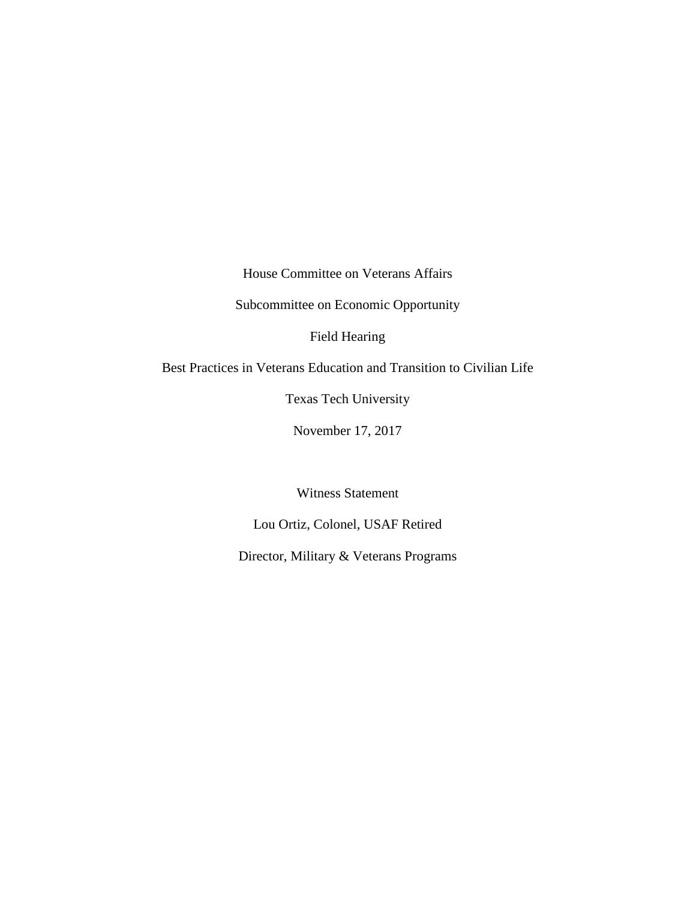House Committee on Veterans Affairs

Subcommittee on Economic Opportunity

Field Hearing

Best Practices in Veterans Education and Transition to Civilian Life

Texas Tech University

November 17, 2017

Witness Statement

Lou Ortiz, Colonel, USAF Retired

Director, Military & Veterans Programs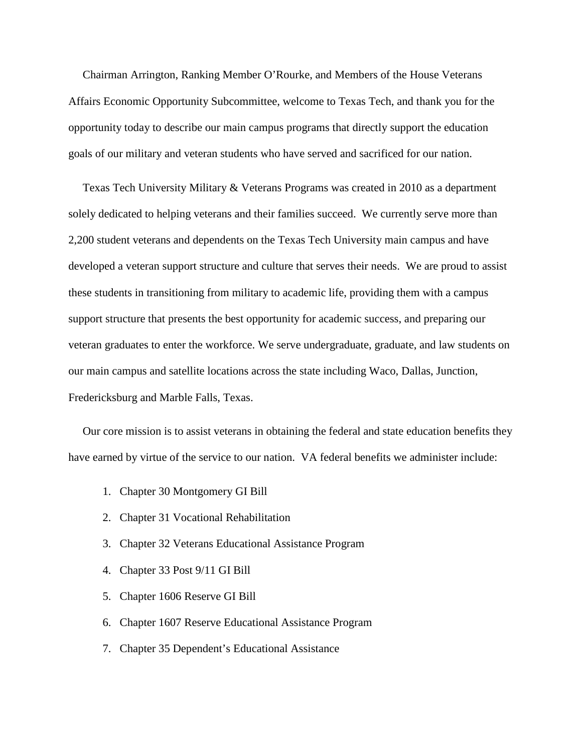Chairman Arrington, Ranking Member O'Rourke, and Members of the House Veterans Affairs Economic Opportunity Subcommittee, welcome to Texas Tech, and thank you for the opportunity today to describe our main campus programs that directly support the education goals of our military and veteran students who have served and sacrificed for our nation.

Texas Tech University Military & Veterans Programs was created in 2010 as a department solely dedicated to helping veterans and their families succeed. We currently serve more than 2,200 student veterans and dependents on the Texas Tech University main campus and have developed a veteran support structure and culture that serves their needs. We are proud to assist these students in transitioning from military to academic life, providing them with a campus support structure that presents the best opportunity for academic success, and preparing our veteran graduates to enter the workforce. We serve undergraduate, graduate, and law students on our main campus and satellite locations across the state including Waco, Dallas, Junction, Fredericksburg and Marble Falls, Texas.

Our core mission is to assist veterans in obtaining the federal and state education benefits they have earned by virtue of the service to our nation. VA federal benefits we administer include:

1. Chapter 30 Montgomery GI Bill
2. Chapter 31 Vocational Rehabilitation
3. Chapter 32 Veterans Educational Assistance Program
4. Chapter 33 Post 9/11 GI Bill
5. Chapter 1606 Reserve GI Bill
6. Chapter 1607 Reserve Educational Assistance Program
7. Chapter 35 Dependent's Educational Assistance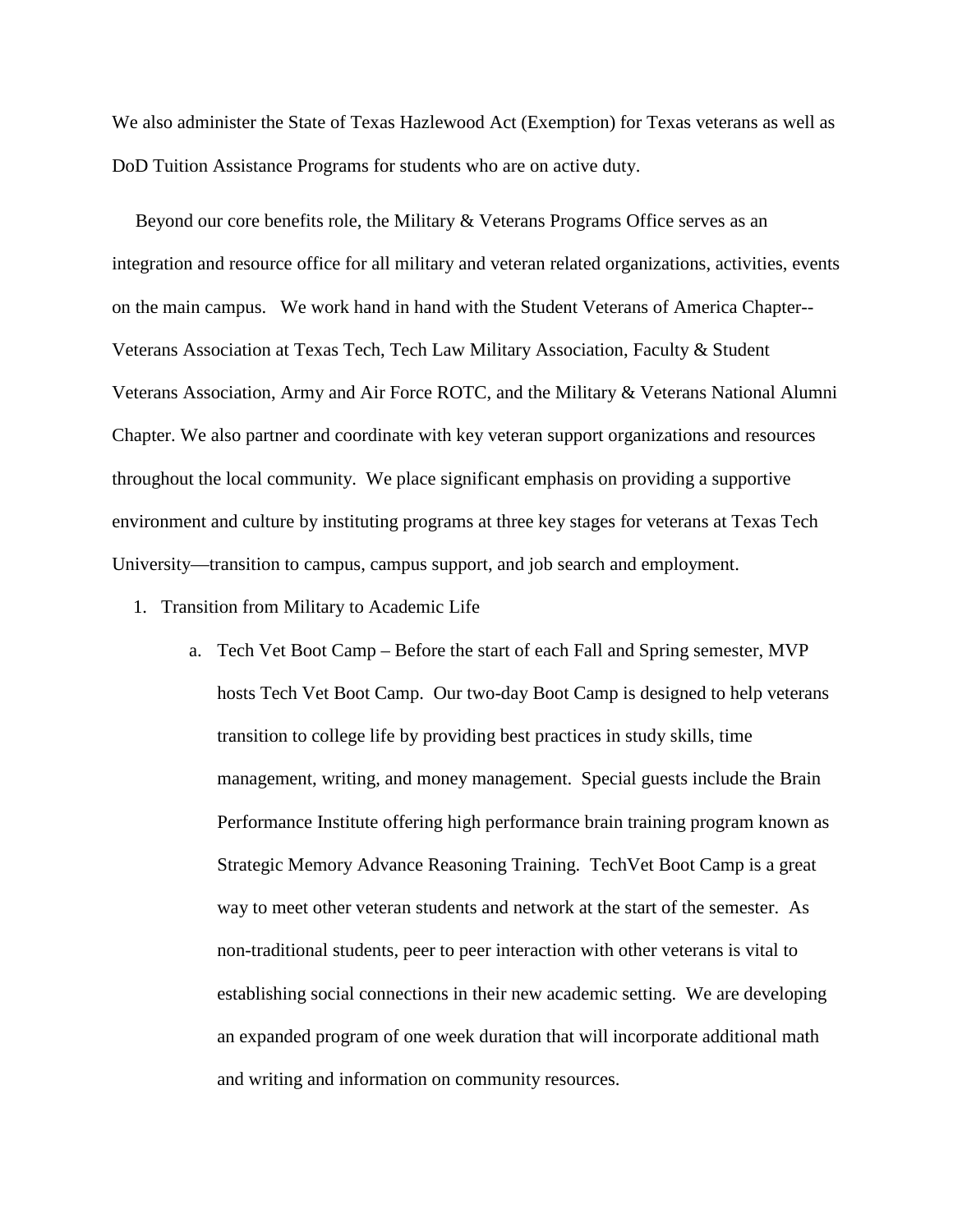We also administer the State of Texas Hazlewood Act (Exemption) for Texas veterans as well as DoD Tuition Assistance Programs for students who are on active duty.

Beyond our core benefits role, the Military & Veterans Programs Office serves as an integration and resource office for all military and veteran related organizations, activities, events on the main campus. We work hand in hand with the Student Veterans of America Chapter--Veterans Association at Texas Tech, Tech Law Military Association, Faculty & Student Veterans Association, Army and Air Force ROTC, and the Military & Veterans National Alumni Chapter. We also partner and coordinate with key veteran support organizations and resources throughout the local community. We place significant emphasis on providing a supportive environment and culture by instituting programs at three key stages for veterans at Texas Tech University—transition to campus, campus support, and job search and employment.

1. Transition from Military to Academic Life
    a. Tech Vet Boot Camp – Before the start of each Fall and Spring semester, MVP hosts Tech Vet Boot Camp. Our two-day Boot Camp is designed to help veterans transition to college life by providing best practices in study skills, time management, writing, and money management. Special guests include the Brain Performance Institute offering high performance brain training program known as Strategic Memory Advance Reasoning Training. TechVet Boot Camp is a great way to meet other veteran students and network at the start of the semester. As non-traditional students, peer to peer interaction with other veterans is vital to establishing social connections in their new academic setting. We are developing an expanded program of one week duration that will incorporate additional math and writing and information on community resources.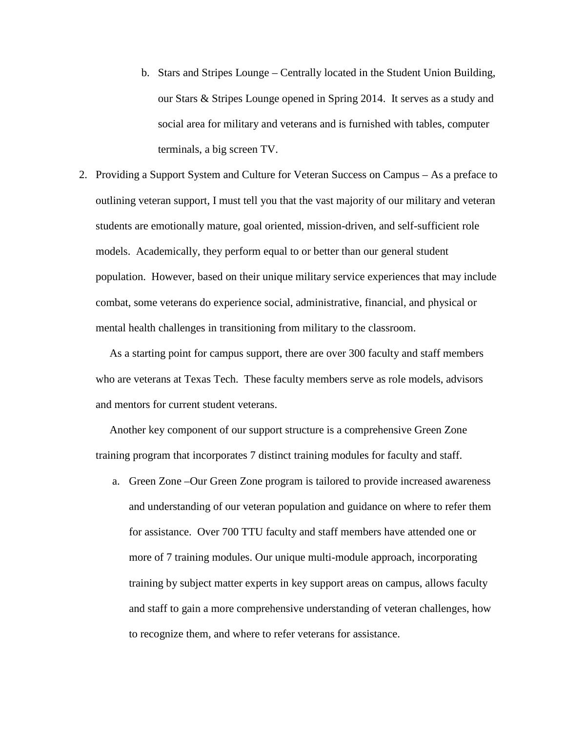b. Stars and Stripes Lounge – Centrally located in the Student Union Building, our Stars & Stripes Lounge opened in Spring 2014. It serves as a study and social area for military and veterans and is furnished with tables, computer terminals, a big screen TV.

2. Providing a Support System and Culture for Veteran Success on Campus – As a preface to outlining veteran support, I must tell you that the vast majority of our military and veteran students are emotionally mature, goal oriented, mission-driven, and self-sufficient role models. Academically, they perform equal to or better than our general student population. However, based on their unique military service experiences that may include combat, some veterans do experience social, administrative, financial, and physical or mental health challenges in transitioning from military to the classroom.

   As a starting point for campus support, there are over 300 faculty and staff members who are veterans at Texas Tech. These faculty members serve as role models, advisors and mentors for current student veterans.

   Another key component of our support structure is a comprehensive Green Zone training program that incorporates 7 distinct training modules for faculty and staff.

   a. Green Zone –Our Green Zone program is tailored to provide increased awareness and understanding of our veteran population and guidance on where to refer them for assistance. Over 700 TTU faculty and staff members have attended one or more of 7 training modules. Our unique multi-module approach, incorporating training by subject matter experts in key support areas on campus, allows faculty and staff to gain a more comprehensive understanding of veteran challenges, how to recognize them, and where to refer veterans for assistance.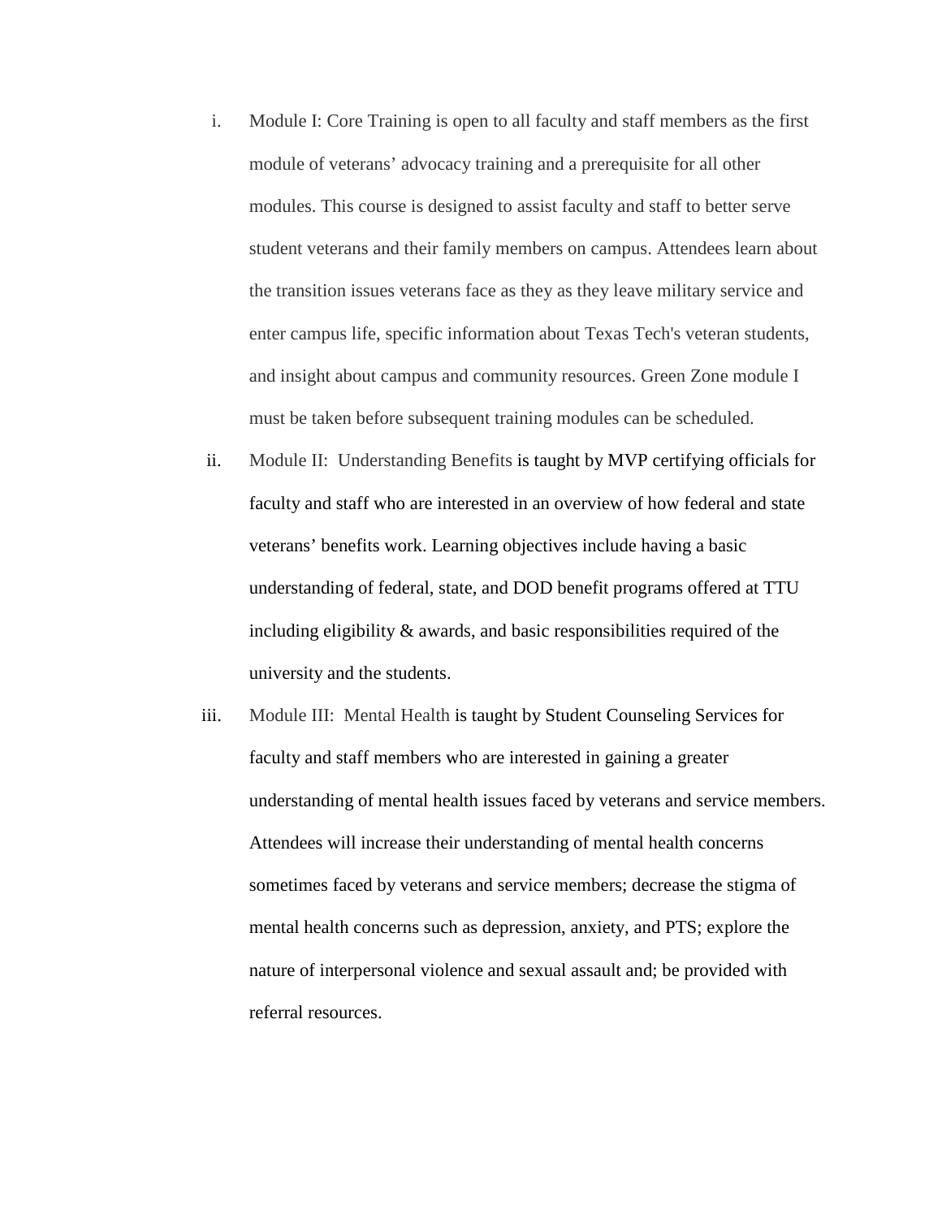i. Module I: Core Training is open to all faculty and staff members as the first module of veterans' advocacy training and a prerequisite for all other modules. This course is designed to assist faculty and staff to better serve student veterans and their family members on campus. Attendees learn about the transition issues veterans face as they as they leave military service and enter campus life, specific information about Texas Tech's veteran students, and insight about campus and community resources. Green Zone module I must be taken before subsequent training modules can be scheduled.

ii. Module II: Understanding Benefits is taught by MVP certifying officials for faculty and staff who are interested in an overview of how federal and state veterans' benefits work. Learning objectives include having a basic understanding of federal, state, and DOD benefit programs offered at TTU including eligibility & awards, and basic responsibilities required of the university and the students.

iii. Module III: Mental Health is taught by Student Counseling Services for faculty and staff members who are interested in gaining a greater understanding of mental health issues faced by veterans and service members. Attendees will increase their understanding of mental health concerns sometimes faced by veterans and service members; decrease the stigma of mental health concerns such as depression, anxiety, and PTS; explore the nature of interpersonal violence and sexual assault and; be provided with referral resources.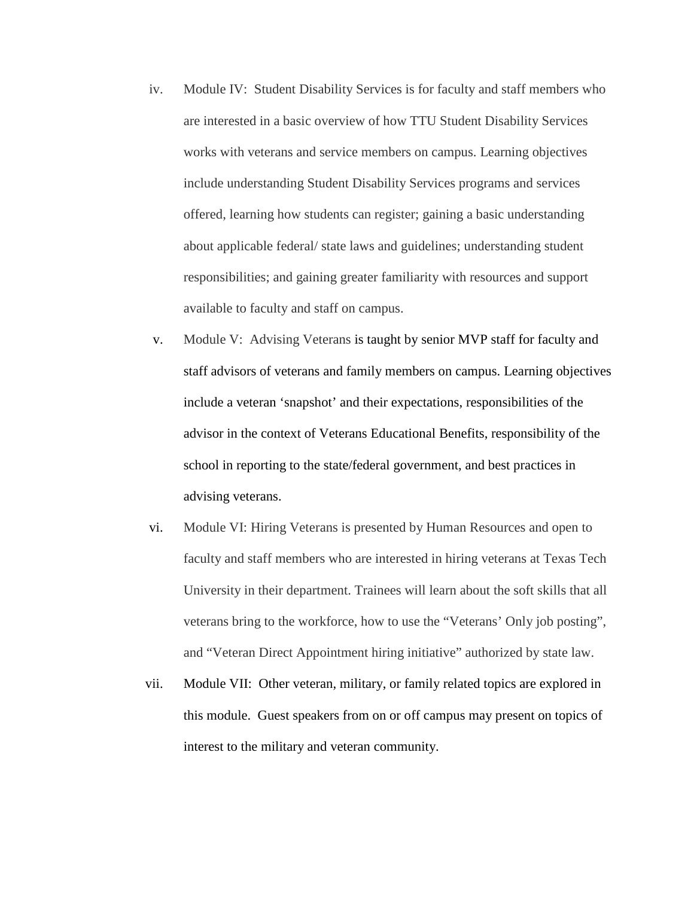iv. Module IV: Student Disability Services is for faculty and staff members who are interested in a basic overview of how TTU Student Disability Services works with veterans and service members on campus. Learning objectives include understanding Student Disability Services programs and services offered, learning how students can register; gaining a basic understanding about applicable federal/ state laws and guidelines; understanding student responsibilities; and gaining greater familiarity with resources and support available to faculty and staff on campus.

v. Module V: Advising Veterans is taught by senior MVP staff for faculty and staff advisors of veterans and family members on campus. Learning objectives include a veteran 'snapshot' and their expectations, responsibilities of the advisor in the context of Veterans Educational Benefits, responsibility of the school in reporting to the state/federal government, and best practices in advising veterans.

vi. Module VI: Hiring Veterans is presented by Human Resources and open to faculty and staff members who are interested in hiring veterans at Texas Tech University in their department. Trainees will learn about the soft skills that all veterans bring to the workforce, how to use the "Veterans' Only job posting", and "Veteran Direct Appointment hiring initiative" authorized by state law.

vii. Module VII: Other veteran, military, or family related topics are explored in this module. Guest speakers from on or off campus may present on topics of interest to the military and veteran community.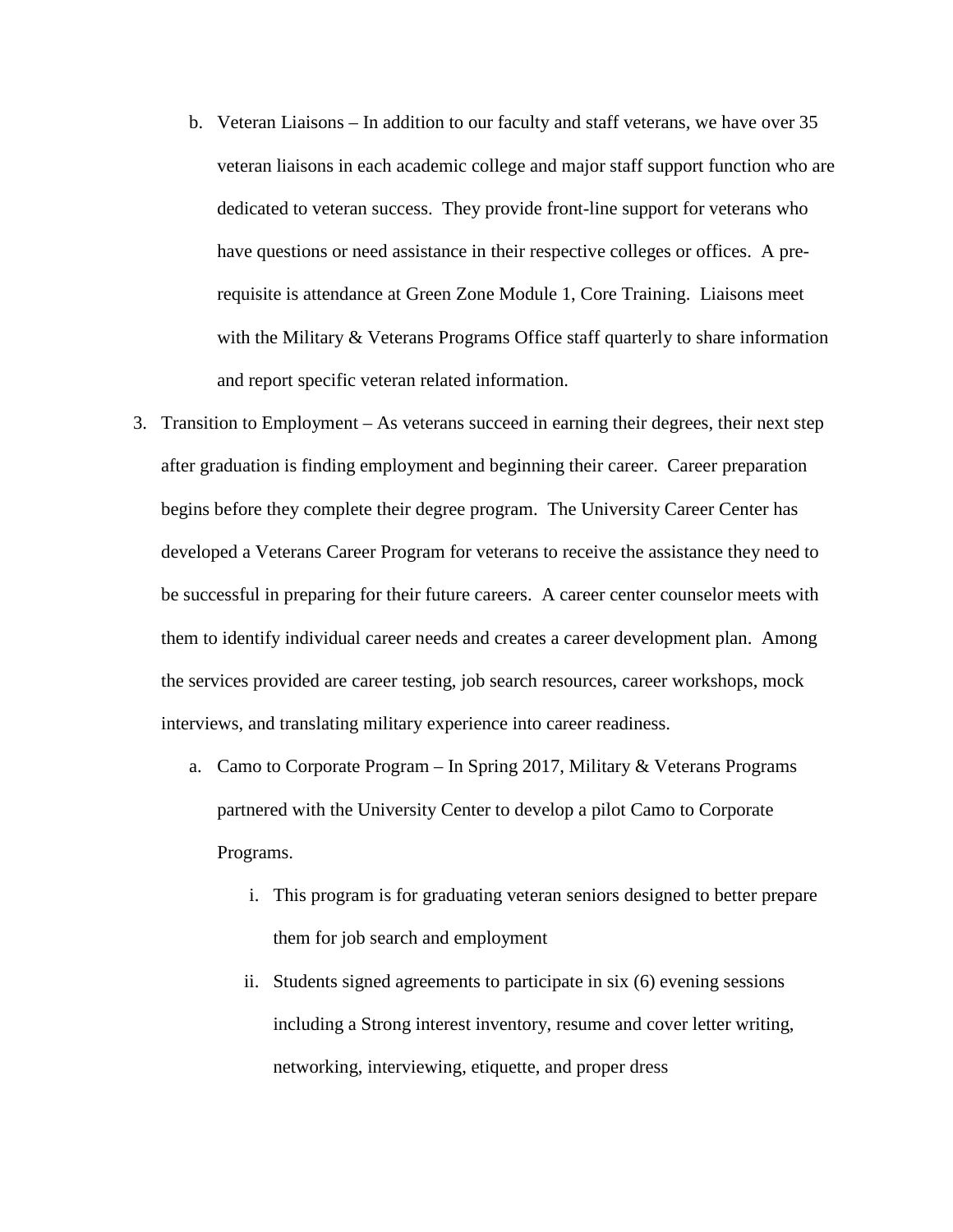b. Veteran Liaisons – In addition to our faculty and staff veterans, we have over 35 veteran liaisons in each academic college and major staff support function who are dedicated to veteran success. They provide front-line support for veterans who have questions or need assistance in their respective colleges or offices. A pre-requisite is attendance at Green Zone Module 1, Core Training. Liaisons meet with the Military & Veterans Programs Office staff quarterly to share information and report specific veteran related information.

3. Transition to Employment – As veterans succeed in earning their degrees, their next step after graduation is finding employment and beginning their career. Career preparation begins before they complete their degree program. The University Career Center has developed a Veterans Career Program for veterans to receive the assistance they need to be successful in preparing for their future careers. A career center counselor meets with them to identify individual career needs and creates a career development plan. Among the services provided are career testing, job search resources, career workshops, mock interviews, and translating military experience into career readiness.

   a. Camo to Corporate Program – In Spring 2017, Military & Veterans Programs partnered with the University Center to develop a pilot Camo to Corporate Programs.

      i. This program is for graduating veteran seniors designed to better prepare them for job search and employment

      ii. Students signed agreements to participate in six (6) evening sessions including a Strong interest inventory, resume and cover letter writing, networking, interviewing, etiquette, and proper dress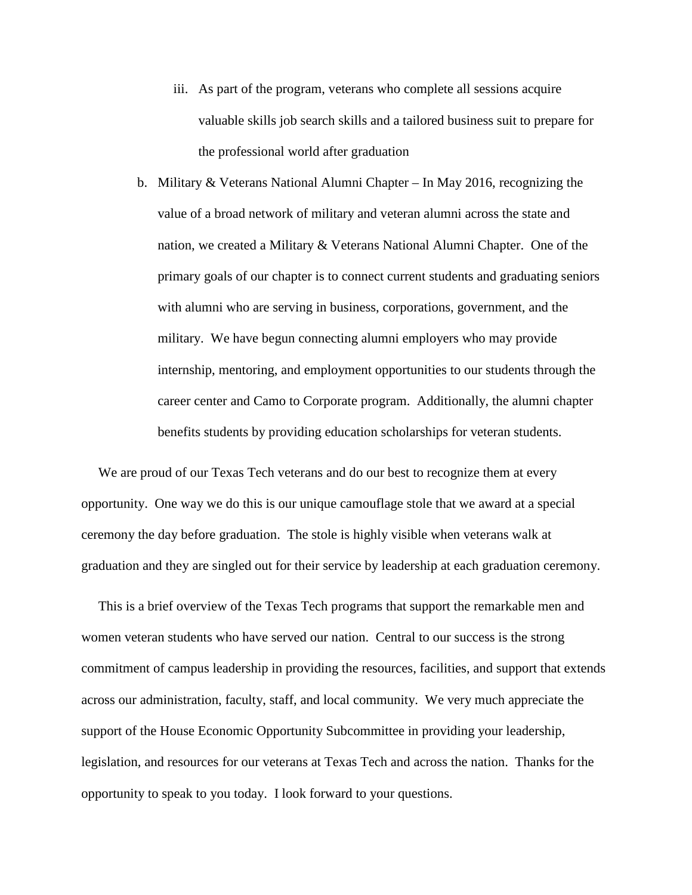iii. As part of the program, veterans who complete all sessions acquire valuable skills job search skills and a tailored business suit to prepare for the professional world after graduation

b. Military & Veterans National Alumni Chapter – In May 2016, recognizing the value of a broad network of military and veteran alumni across the state and nation, we created a Military & Veterans National Alumni Chapter. One of the primary goals of our chapter is to connect current students and graduating seniors with alumni who are serving in business, corporations, government, and the military. We have begun connecting alumni employers who may provide internship, mentoring, and employment opportunities to our students through the career center and Camo to Corporate program. Additionally, the alumni chapter benefits students by providing education scholarships for veteran students.

We are proud of our Texas Tech veterans and do our best to recognize them at every opportunity. One way we do this is our unique camouflage stole that we award at a special ceremony the day before graduation. The stole is highly visible when veterans walk at graduation and they are singled out for their service by leadership at each graduation ceremony.

This is a brief overview of the Texas Tech programs that support the remarkable men and women veteran students who have served our nation. Central to our success is the strong commitment of campus leadership in providing the resources, facilities, and support that extends across our administration, faculty, staff, and local community. We very much appreciate the support of the House Economic Opportunity Subcommittee in providing your leadership, legislation, and resources for our veterans at Texas Tech and across the nation. Thanks for the opportunity to speak to you today. I look forward to your questions.